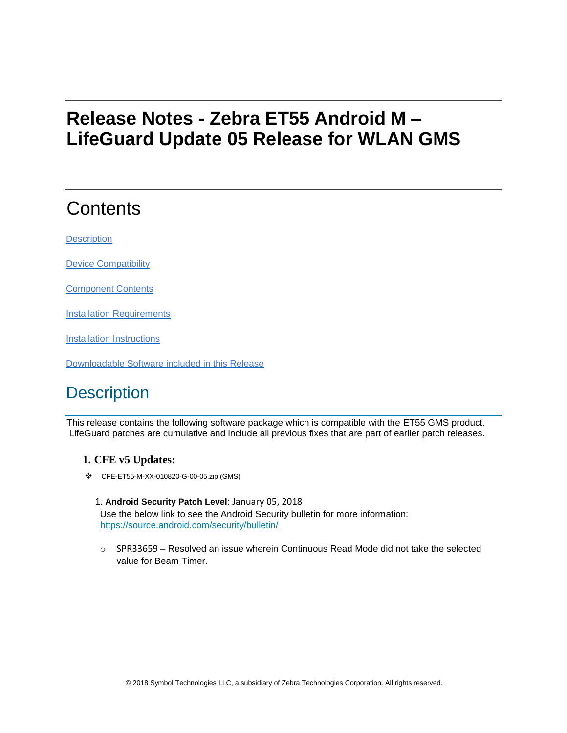# Release Notes - Zebra ET55 Android M – LifeGuard Update 05 Release for WLAN GMS

## Contents

[Description](#description)

[Device Compatibility](#device-compatibility)

[Component Contents](#component-contents)

[Installation Requirements](#installation-requirements)

[Installation Instructions](#installation-instructions)

[Downloadable Software included in this Release](#downloadable-software-included-in-this-release)

## Description

This release contains the following software package which is compatible with the ET55 GMS product. LifeGuard patches are cumulative and include all previous fixes that are part of earlier patch releases.

### 1. CFE v5 Updates:

- CFE-ET55-M-XX-010820-G-00-05.zip (GMS)

  1. **Android Security Patch Level**: January 05, 2018
     Use the below link to see the Android Security bulletin for more information: https://source.android.com/security/bulletin/

     - SPR33659 – Resolved an issue wherein Continuous Read Mode did not take the selected value for Beam Timer.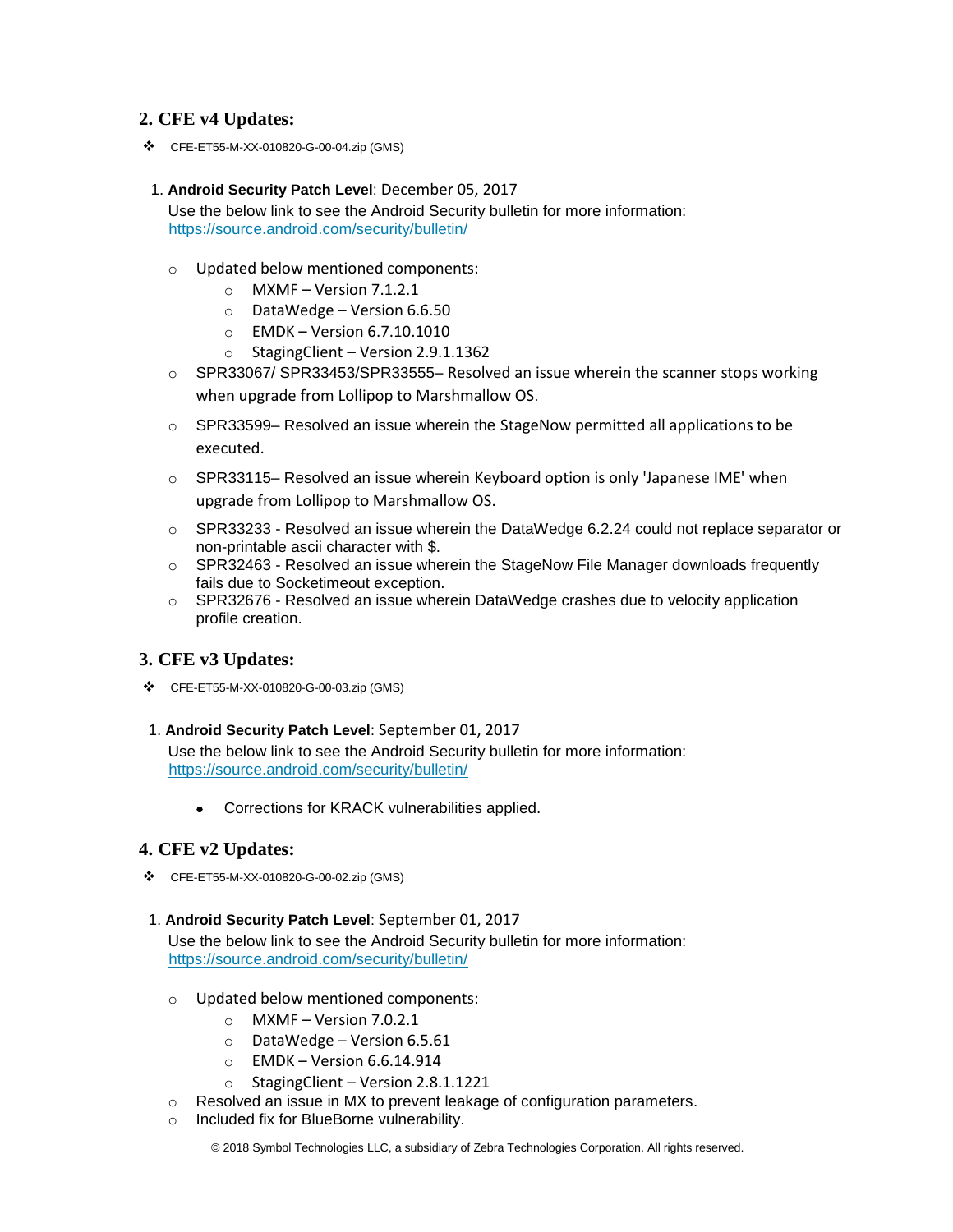## 2. CFE v4 Updates:

- CFE-ET55-M-XX-010820-G-00-04.zip (GMS)

1. **Android Security Patch Level**: December 05, 2017
   Use the below link to see the Android Security bulletin for more information: https://source.android.com/security/bulletin/

   - Updated below mentioned components:
     - MXMF – Version 7.1.2.1
     - DataWedge – Version 6.6.50
     - EMDK – Version 6.7.10.1010
     - StagingClient – Version 2.9.1.1362
   - SPR33067/ SPR33453/SPR33555– Resolved an issue wherein the scanner stops working when upgrade from Lollipop to Marshmallow OS.
   - SPR33599– Resolved an issue wherein the StageNow permitted all applications to be executed.
   - SPR33115– Resolved an issue wherein Keyboard option is only 'Japanese IME' when upgrade from Lollipop to Marshmallow OS.
   - SPR33233 - Resolved an issue wherein the DataWedge 6.2.24 could not replace separator or non-printable ascii character with $.
   - SPR32463 - Resolved an issue wherein the StageNow File Manager downloads frequently fails due to Socketimeout exception.
   - SPR32676 - Resolved an issue wherein DataWedge crashes due to velocity application profile creation.

## 3. CFE v3 Updates:

- CFE-ET55-M-XX-010820-G-00-03.zip (GMS)

1. **Android Security Patch Level**: September 01, 2017
   Use the below link to see the Android Security bulletin for more information: https://source.android.com/security/bulletin/

   - Corrections for KRACK vulnerabilities applied.

## 4. CFE v2 Updates:

- CFE-ET55-M-XX-010820-G-00-02.zip (GMS)

1. **Android Security Patch Level**: September 01, 2017
   Use the below link to see the Android Security bulletin for more information: https://source.android.com/security/bulletin/

   - Updated below mentioned components:
     - MXMF – Version 7.0.2.1
     - DataWedge – Version 6.5.61
     - EMDK – Version 6.6.14.914
     - StagingClient – Version 2.8.1.1221
   - Resolved an issue in MX to prevent leakage of configuration parameters.
   - Included fix for BlueBorne vulnerability.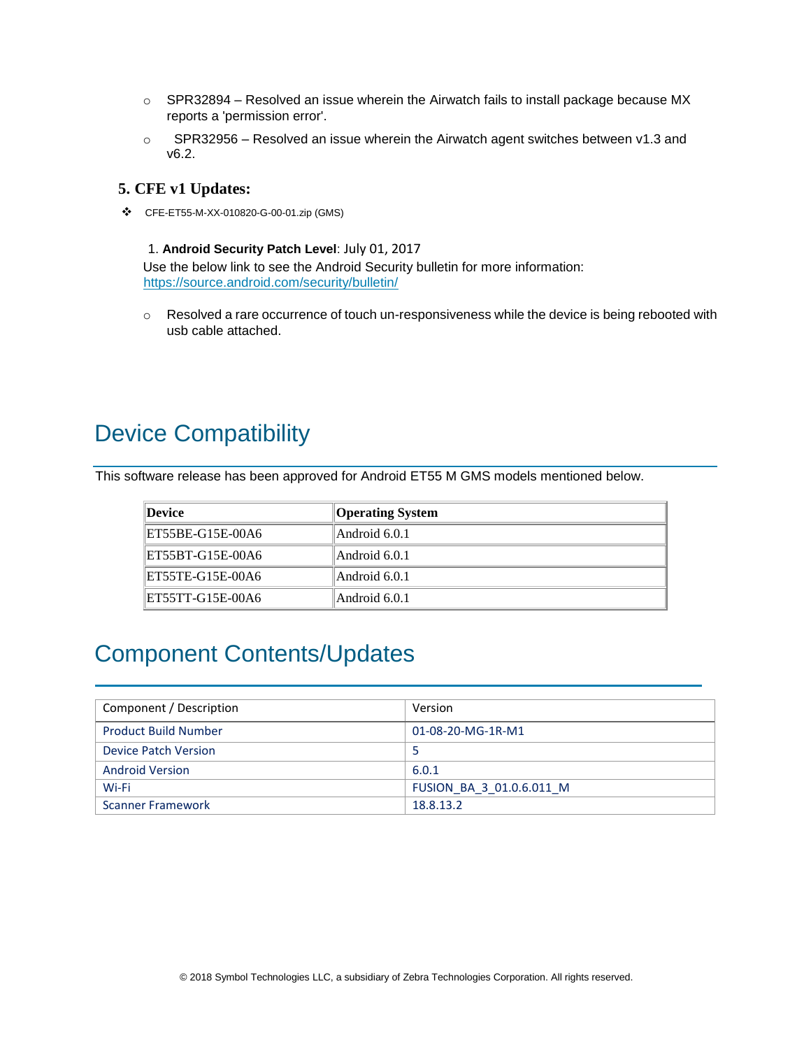- SPR32894 – Resolved an issue wherein the Airwatch fails to install package because MX reports a 'permission error'.
- SPR32956 – Resolved an issue wherein the Airwatch agent switches between v1.3 and v6.2.

### 5. CFE v1 Updates:

❖ CFE-ET55-M-XX-010820-G-00-01.zip (GMS)

1. **Android Security Patch Level**: July 01, 2017

Use the below link to see the Android Security bulletin for more information: https://source.android.com/security/bulletin/

- Resolved a rare occurrence of touch un-responsiveness while the device is being rebooted with usb cable attached.

# Device Compatibility

This software release has been approved for Android ET55 M GMS models mentioned below.

| Device | Operating System |
|---|---|
| ET55BE-G15E-00A6 | Android 6.0.1 |
| ET55BT-G15E-00A6 | Android 6.0.1 |
| ET55TE-G15E-00A6 | Android 6.0.1 |
| ET55TT-G15E-00A6 | Android 6.0.1 |

# Component Contents/Updates

| Component / Description | Version |
|---|---|
| Product Build Number | 01-08-20-MG-1R-M1 |
| Device Patch Version | 5 |
| Android Version | 6.0.1 |
| Wi-Fi | FUSION_BA_3_01.0.6.011_M |
| Scanner Framework | 18.8.13.2 |

© 2018 Symbol Technologies LLC, a subsidiary of Zebra Technologies Corporation. All rights reserved.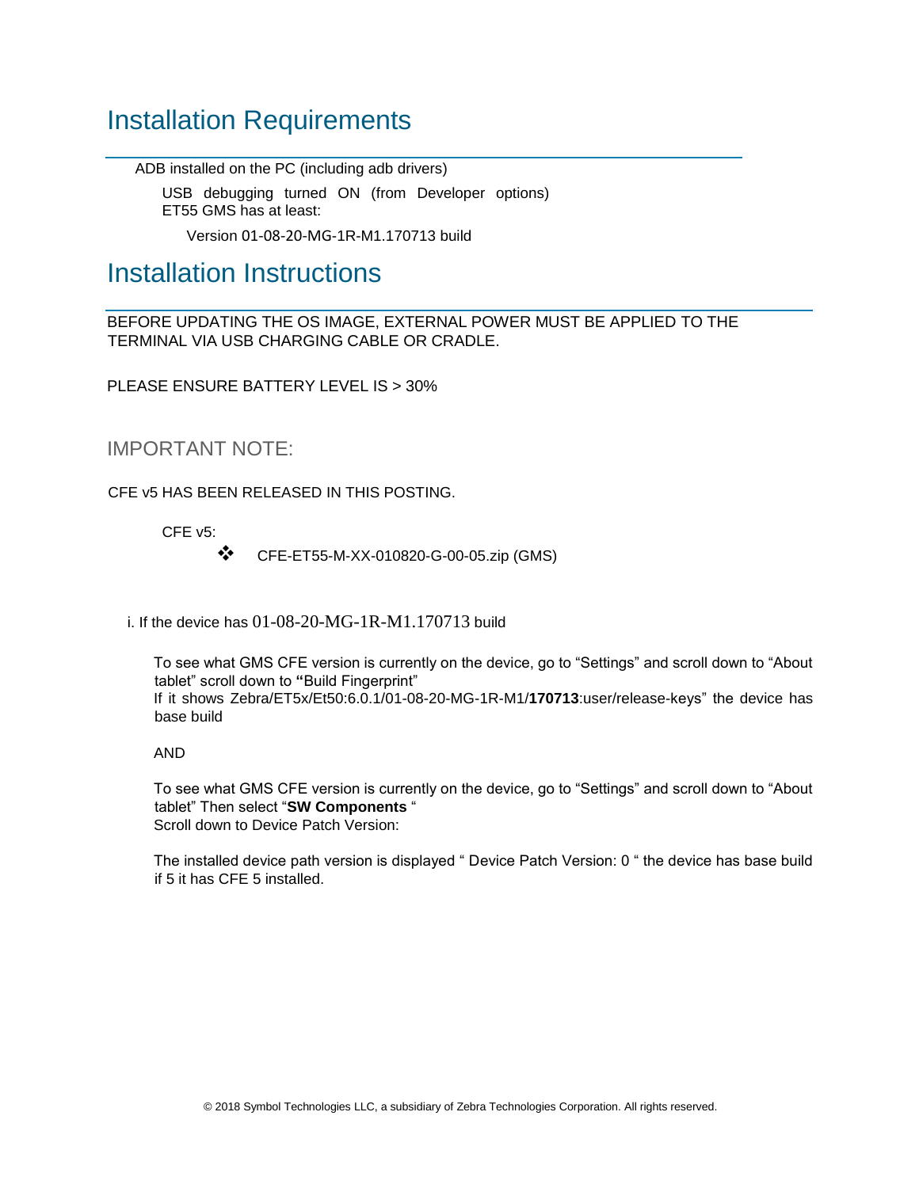# Installation Requirements

ADB installed on the PC (including adb drivers)

USB debugging turned ON (from Developer options)
ET55 GMS has at least:

Version 01-08-20-MG-1R-M1.170713 build

# Installation Instructions

BEFORE UPDATING THE OS IMAGE, EXTERNAL POWER MUST BE APPLIED TO THE TERMINAL VIA USB CHARGING CABLE OR CRADLE.

PLEASE ENSURE BATTERY LEVEL IS > 30%

## IMPORTANT NOTE:

CFE v5 HAS BEEN RELEASED IN THIS POSTING.

CFE v5:

- ❖ CFE-ET55-M-XX-010820-G-00-05.zip (GMS)

i. If the device has 01-08-20-MG-1R-M1.170713 build

To see what GMS CFE version is currently on the device, go to "Settings" and scroll down to "About tablet" scroll down to **"**Build Fingerprint"
If it shows Zebra/ET5x/Et50:6.0.1/01-08-20-MG-1R-M1/**170713**:user/release-keys" the device has base build

AND

To see what GMS CFE version is currently on the device, go to "Settings" and scroll down to "About tablet" Then select "**SW Components** "
Scroll down to Device Patch Version:

The installed device path version is displayed " Device Patch Version: 0 " the device has base build if 5 it has CFE 5 installed.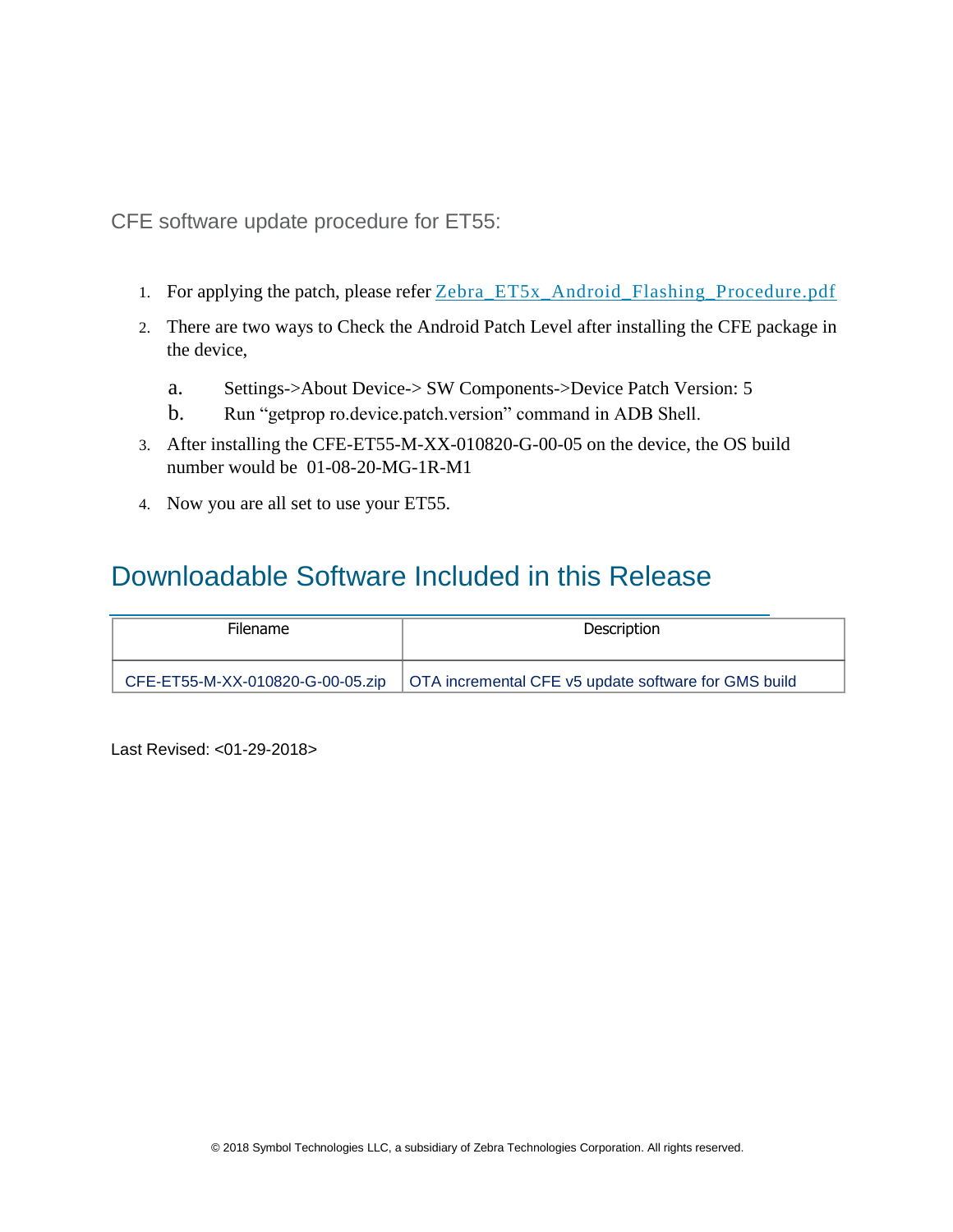## CFE software update procedure for ET55:

1. For applying the patch, please refer Zebra_ET5x_Android_Flashing_Procedure.pdf
2. There are two ways to Check the Android Patch Level after installing the CFE package in the device,
   a. Settings->About Device-> SW Components->Device Patch Version: 5
   b. Run "getprop ro.device.patch.version" command in ADB Shell.
3. After installing the CFE-ET55-M-XX-010820-G-00-05 on the device, the OS build number would be 01-08-20-MG-1R-M1
4. Now you are all set to use your ET55.

# Downloadable Software Included in this Release

| Filename | Description |
|---|---|
| CFE-ET55-M-XX-010820-G-00-05.zip | OTA incremental CFE v5 update software for GMS build |

Last Revised: <01-29-2018>

© 2018 Symbol Technologies LLC, a subsidiary of Zebra Technologies Corporation. All rights reserved.